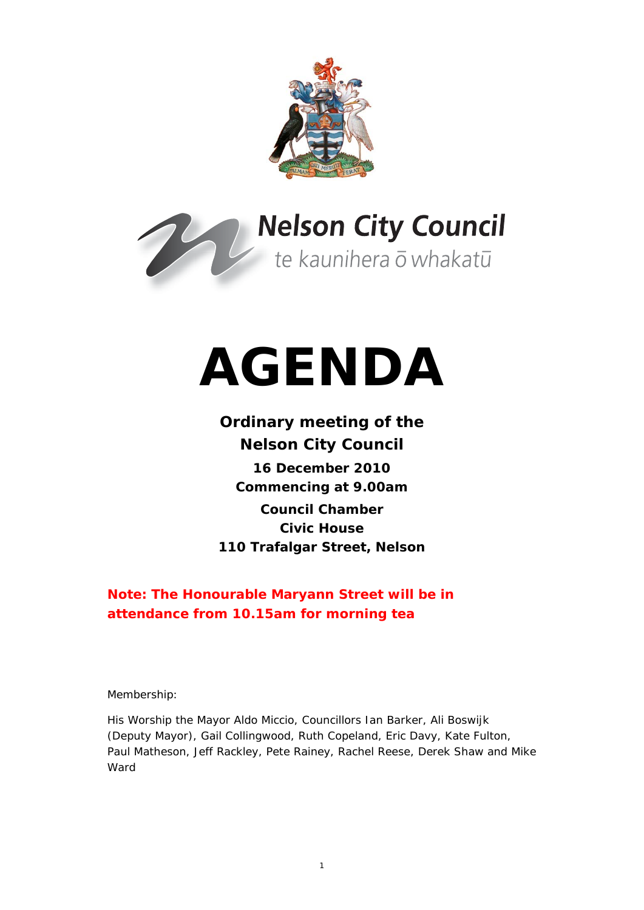**Nelson City Council**

te kaunihera ō whakatū

# AGENDA

**Ordinary meeting of the**
**Nelson City Council**

**16 December 2010**
**Commencing at 9.00am**

**Council Chamber**
**Civic House**
**110 Trafalgar Street, Nelson**

**Note: The Honourable Maryann Street will be in attendance from 10.15am for morning tea**

Membership:

His Worship the Mayor Aldo Miccio, Councillors Ian Barker, Ali Boswijk (Deputy Mayor), Gail Collingwood, Ruth Copeland, Eric Davy, Kate Fulton, Paul Matheson, Jeff Rackley, Pete Rainey, Rachel Reese, Derek Shaw and Mike Ward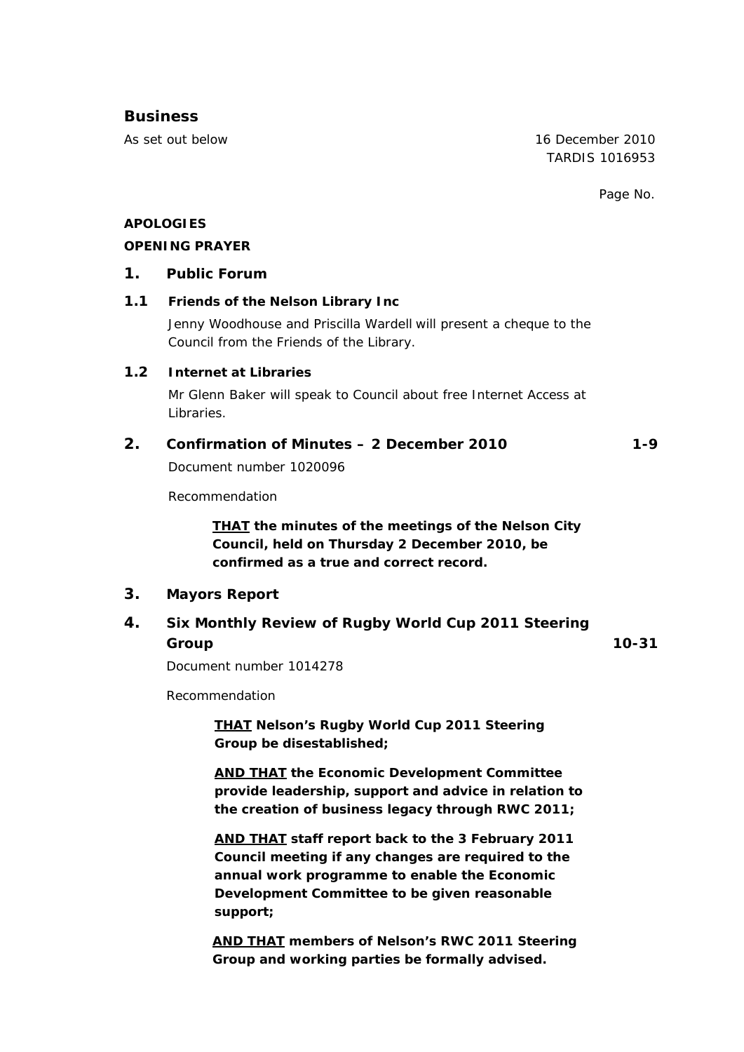## Business

As set out below

16 December 2010
TARDIS 1016953

Page No.

**APOLOGIES**

**OPENING PRAYER**

### 1. Public Forum

#### 1.1 Friends of the Nelson Library Inc

Jenny Woodhouse and Priscilla Wardell will present a cheque to the Council from the Friends of the Library.

#### 1.2 Internet at Libraries

Mr Glenn Baker will speak to Council about free Internet Access at Libraries.

### 2. Confirmation of Minutes – 2 December 2010 1-9

Document number 1020096

Recommendation

> **THAT the minutes of the meetings of the Nelson City Council, held on Thursday 2 December 2010, be confirmed as a true and correct record.**

### 3. Mayors Report

### 4. Six Monthly Review of Rugby World Cup 2011 Steering Group 10-31

Document number 1014278

Recommendation

> **THAT Nelson's Rugby World Cup 2011 Steering Group be disestablished;**
>
> **AND THAT the Economic Development Committee provide leadership, support and advice in relation to the creation of business legacy through RWC 2011;**
>
> **AND THAT staff report back to the 3 February 2011 Council meeting if any changes are required to the annual work programme to enable the Economic Development Committee to be given reasonable support;**
>
> **AND THAT members of Nelson's RWC 2011 Steering Group and working parties be formally advised.**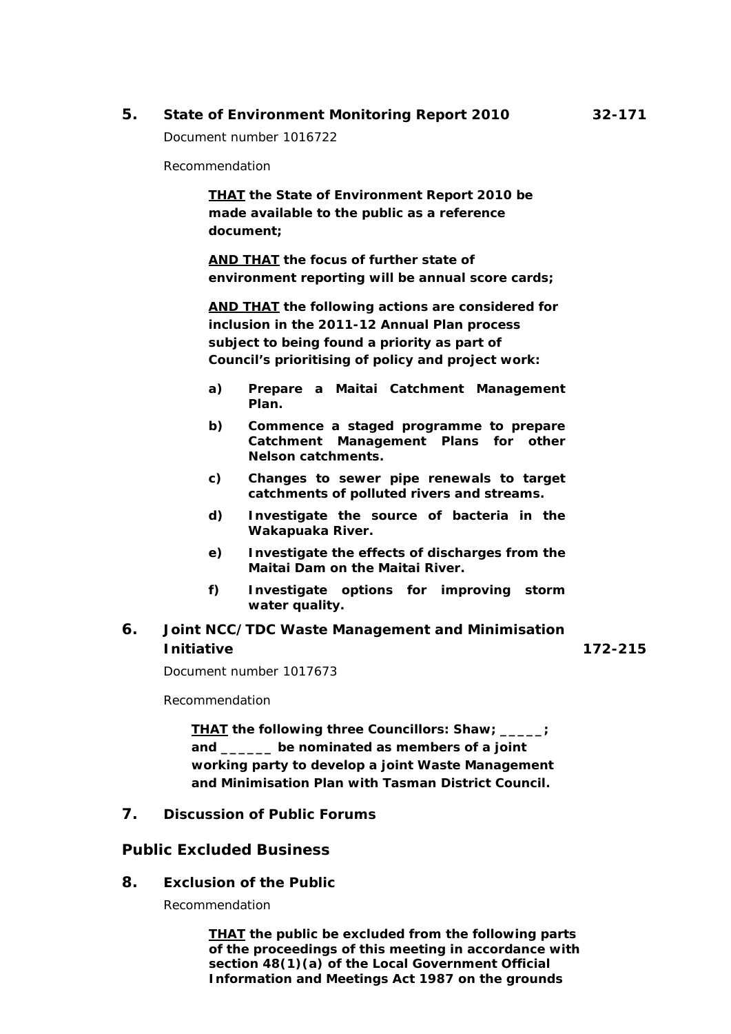## 5. State of Environment Monitoring Report 2010 32-171

Document number 1016722

Recommendation

> **<u>THAT</u> the State of Environment Report 2010 be made available to the public as a reference document;**
>
> **<u>AND THAT</u> the focus of further state of environment reporting will be annual score cards;**
>
> **<u>AND THAT</u> the following actions are considered for inclusion in the 2011-12 Annual Plan process subject to being found a priority as part of Council's prioritising of policy and project work:**
>
> **a) Prepare a Maitai Catchment Management Plan.**
>
> **b) Commence a staged programme to prepare Catchment Management Plans for other Nelson catchments.**
>
> **c) Changes to sewer pipe renewals to target catchments of polluted rivers and streams.**
>
> **d) Investigate the source of bacteria in the Wakapuaka River.**
>
> **e) Investigate the effects of discharges from the Maitai Dam on the Maitai River.**
>
> **f) Investigate options for improving storm water quality.**

## 6. Joint NCC/TDC Waste Management and Minimisation Initiative 172-215

Document number 1017673

Recommendation

> **<u>THAT</u> the following three Councillors: Shaw; _____; and ______ be nominated as members of a joint working party to develop a joint Waste Management and Minimisation Plan with Tasman District Council.**

## 7. Discussion of Public Forums

# Public Excluded Business

## 8. Exclusion of the Public

Recommendation

> **<u>THAT</u> the public be excluded from the following parts of the proceedings of this meeting in accordance with section 48(1)(a) of the Local Government Official Information and Meetings Act 1987 on the grounds**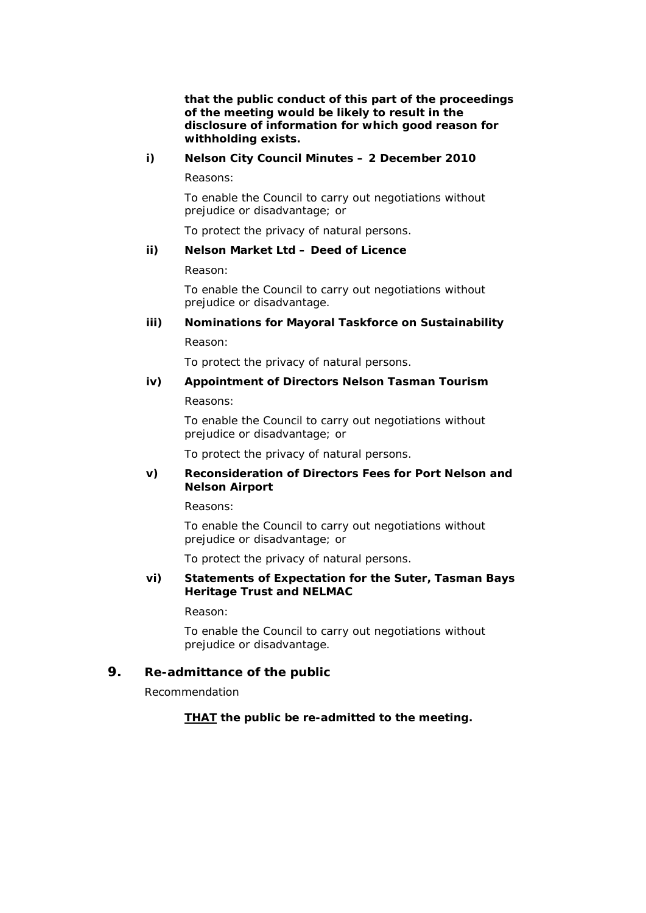**that the public conduct of this part of the proceedings of the meeting would be likely to result in the disclosure of information for which good reason for withholding exists.**

**i) Nelson City Council Minutes – 2 December 2010**

Reasons:

To enable the Council to carry out negotiations without prejudice or disadvantage; or

To protect the privacy of natural persons.

**ii) Nelson Market Ltd – Deed of Licence**

Reason:

To enable the Council to carry out negotiations without prejudice or disadvantage.

**iii) Nominations for Mayoral Taskforce on Sustainability**

Reason:

To protect the privacy of natural persons.

**iv) Appointment of Directors Nelson Tasman Tourism**

Reasons:

To enable the Council to carry out negotiations without prejudice or disadvantage; or

To protect the privacy of natural persons.

**v) Reconsideration of Directors Fees for Port Nelson and Nelson Airport**

Reasons:

To enable the Council to carry out negotiations without prejudice or disadvantage; or

To protect the privacy of natural persons.

**vi) Statements of Expectation for the Suter, Tasman Bays Heritage Trust and NELMAC**

Reason:

To enable the Council to carry out negotiations without prejudice or disadvantage.

## 9. Re-admittance of the public

Recommendation

**<u>THAT</u> the public be re-admitted to the meeting.**